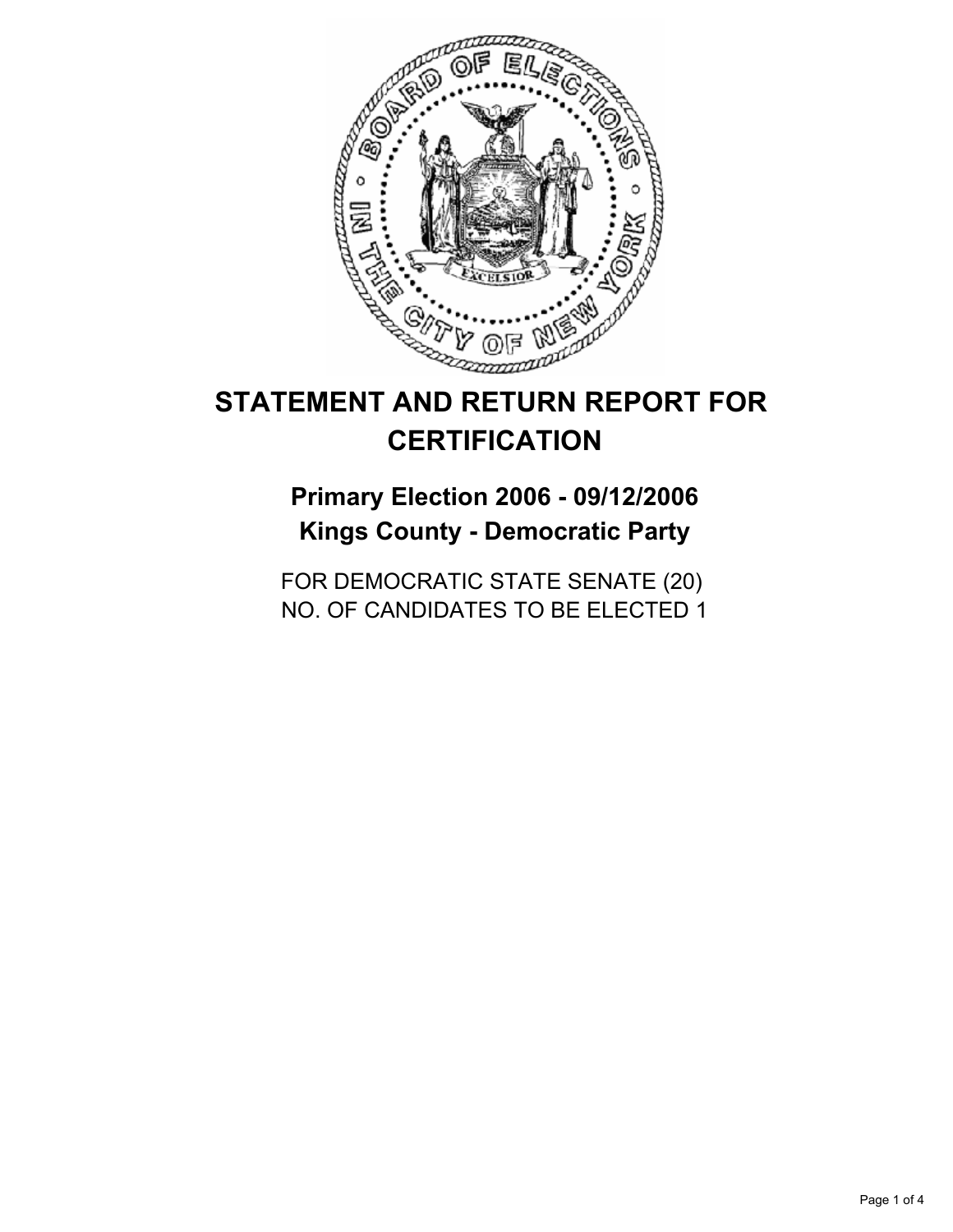# STATEMENT AND RETURN REPORT FOR CERTIFICATION

## Primary Election 2006 - 09/12/2006
## Kings County - Democratic Party

FOR DEMOCRATIC STATE SENATE (20)
NO. OF CANDIDATES TO BE ELECTED 1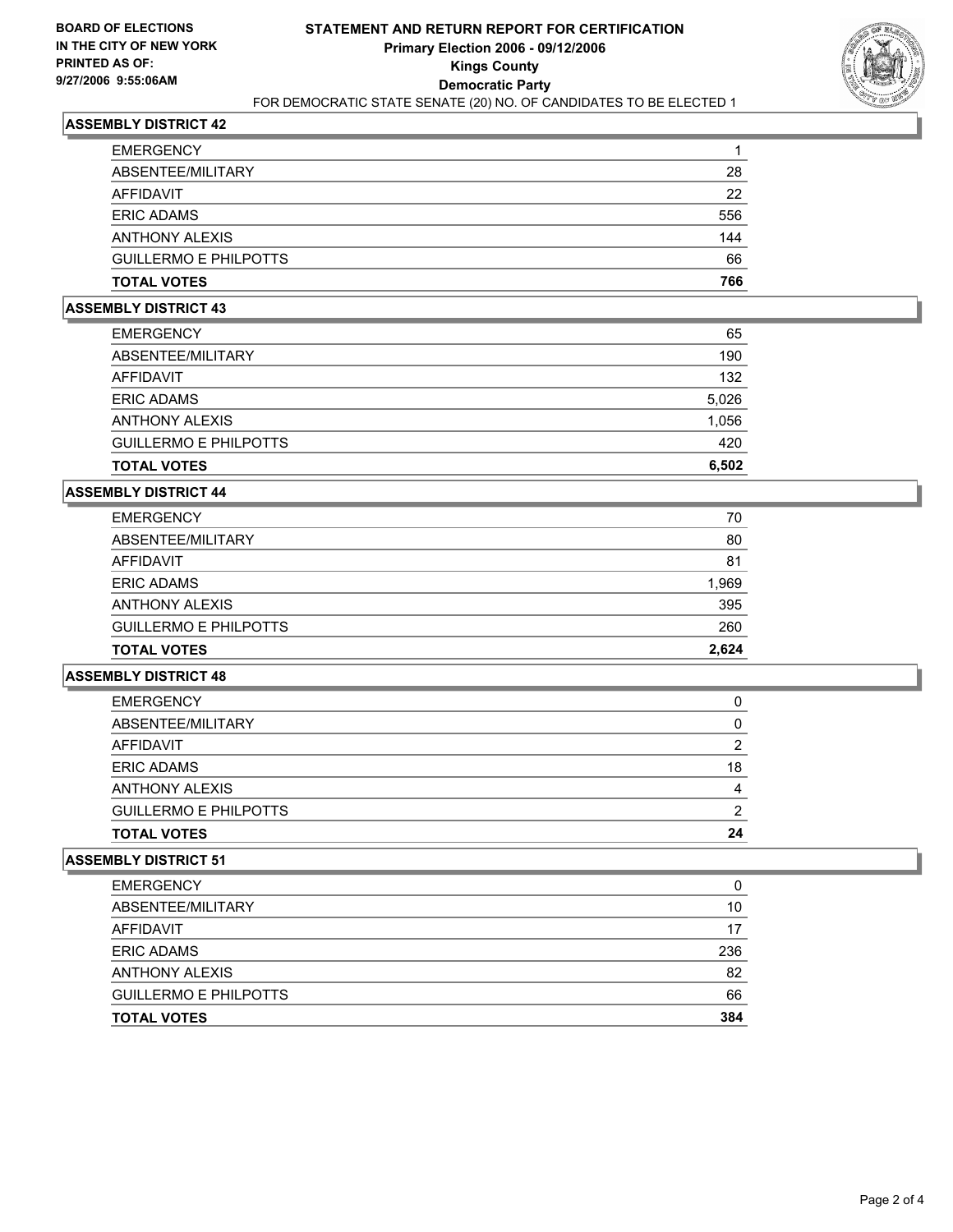**BOARD OF ELECTIONS IN THE CITY OF NEW YORK PRINTED AS OF: 9/27/2006 9:55:06AM**

# STATEMENT AND RETURN REPORT FOR CERTIFICATION
## Primary Election 2006 - 09/12/2006
## Kings County
## Democratic Party
FOR DEMOCRATIC STATE SENATE (20) NO. OF CANDIDATES TO BE ELECTED 1

### ASSEMBLY DISTRICT 42

| | |
|---|---|
| EMERGENCY | 1 |
| ABSENTEE/MILITARY | 28 |
| AFFIDAVIT | 22 |
| ERIC ADAMS | 556 |
| ANTHONY ALEXIS | 144 |
| GUILLERMO E PHILPOTTS | 66 |
| **TOTAL VOTES** | **766** |

### ASSEMBLY DISTRICT 43

| | |
|---|---|
| EMERGENCY | 65 |
| ABSENTEE/MILITARY | 190 |
| AFFIDAVIT | 132 |
| ERIC ADAMS | 5,026 |
| ANTHONY ALEXIS | 1,056 |
| GUILLERMO E PHILPOTTS | 420 |
| **TOTAL VOTES** | **6,502** |

### ASSEMBLY DISTRICT 44

| | |
|---|---|
| EMERGENCY | 70 |
| ABSENTEE/MILITARY | 80 |
| AFFIDAVIT | 81 |
| ERIC ADAMS | 1,969 |
| ANTHONY ALEXIS | 395 |
| GUILLERMO E PHILPOTTS | 260 |
| **TOTAL VOTES** | **2,624** |

### ASSEMBLY DISTRICT 48

| | |
|---|---|
| EMERGENCY | 0 |
| ABSENTEE/MILITARY | 0 |
| AFFIDAVIT | 2 |
| ERIC ADAMS | 18 |
| ANTHONY ALEXIS | 4 |
| GUILLERMO E PHILPOTTS | 2 |
| **TOTAL VOTES** | **24** |

### ASSEMBLY DISTRICT 51

| | |
|---|---|
| EMERGENCY | 0 |
| ABSENTEE/MILITARY | 10 |
| AFFIDAVIT | 17 |
| ERIC ADAMS | 236 |
| ANTHONY ALEXIS | 82 |
| GUILLERMO E PHILPOTTS | 66 |
| **TOTAL VOTES** | **384** |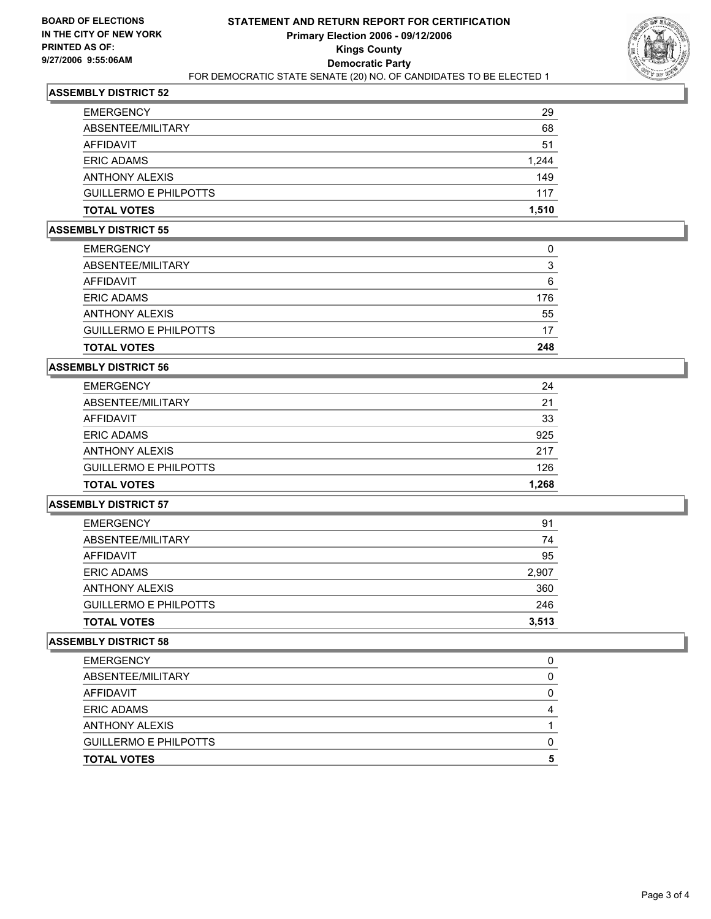**BOARD OF ELECTIONS IN THE CITY OF NEW YORK PRINTED AS OF: 9/27/2006 9:55:06AM**

# STATEMENT AND RETURN REPORT FOR CERTIFICATION
## Primary Election 2006 - 09/12/2006
## Kings County
## Democratic Party
### FOR DEMOCRATIC STATE SENATE (20) NO. OF CANDIDATES TO BE ELECTED 1

### ASSEMBLY DISTRICT 52

| | |
|---|---|
| EMERGENCY | 29 |
| ABSENTEE/MILITARY | 68 |
| AFFIDAVIT | 51 |
| ERIC ADAMS | 1,244 |
| ANTHONY ALEXIS | 149 |
| GUILLERMO E PHILPOTTS | 117 |
| **TOTAL VOTES** | **1,510** |

### ASSEMBLY DISTRICT 55

| | |
|---|---|
| EMERGENCY | 0 |
| ABSENTEE/MILITARY | 3 |
| AFFIDAVIT | 6 |
| ERIC ADAMS | 176 |
| ANTHONY ALEXIS | 55 |
| GUILLERMO E PHILPOTTS | 17 |
| **TOTAL VOTES** | **248** |

### ASSEMBLY DISTRICT 56

| | |
|---|---|
| EMERGENCY | 24 |
| ABSENTEE/MILITARY | 21 |
| AFFIDAVIT | 33 |
| ERIC ADAMS | 925 |
| ANTHONY ALEXIS | 217 |
| GUILLERMO E PHILPOTTS | 126 |
| **TOTAL VOTES** | **1,268** |

### ASSEMBLY DISTRICT 57

| | |
|---|---|
| EMERGENCY | 91 |
| ABSENTEE/MILITARY | 74 |
| AFFIDAVIT | 95 |
| ERIC ADAMS | 2,907 |
| ANTHONY ALEXIS | 360 |
| GUILLERMO E PHILPOTTS | 246 |
| **TOTAL VOTES** | **3,513** |

### ASSEMBLY DISTRICT 58

| | |
|---|---|
| EMERGENCY | 0 |
| ABSENTEE/MILITARY | 0 |
| AFFIDAVIT | 0 |
| ERIC ADAMS | 4 |
| ANTHONY ALEXIS | 1 |
| GUILLERMO E PHILPOTTS | 0 |
| **TOTAL VOTES** | **5** |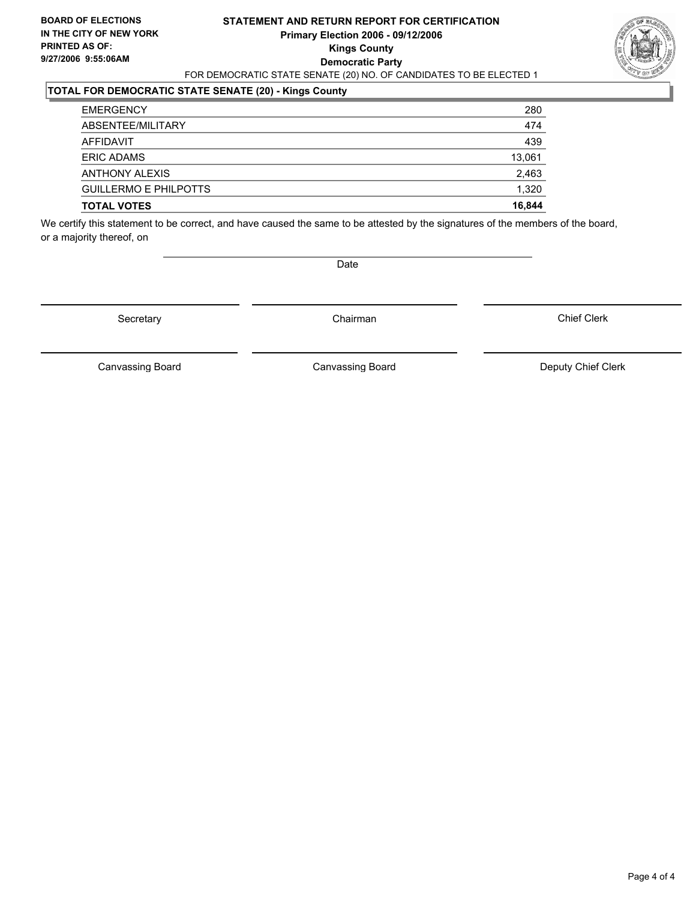**BOARD OF ELECTIONS IN THE CITY OF NEW YORK PRINTED AS OF: 9/27/2006 9:55:06AM**

# STATEMENT AND RETURN REPORT FOR CERTIFICATION
## Primary Election 2006 - 09/12/2006
## Kings County
## Democratic Party

FOR DEMOCRATIC STATE SENATE (20) NO. OF CANDIDATES TO BE ELECTED 1

### TOTAL FOR DEMOCRATIC STATE SENATE (20) - Kings County

| | |
|---|---|
| EMERGENCY | 280 |
| ABSENTEE/MILITARY | 474 |
| AFFIDAVIT | 439 |
| ERIC ADAMS | 13,061 |
| ANTHONY ALEXIS | 2,463 |
| GUILLERMO E PHILPOTTS | 1,320 |
| **TOTAL VOTES** | **16,844** |

We certify this statement to be correct, and have caused the same to be attested by the signatures of the members of the board, or a majority thereof, on

Date

Secretary | Chairman | Chief Clerk

Canvassing Board | Canvassing Board | Deputy Chief Clerk